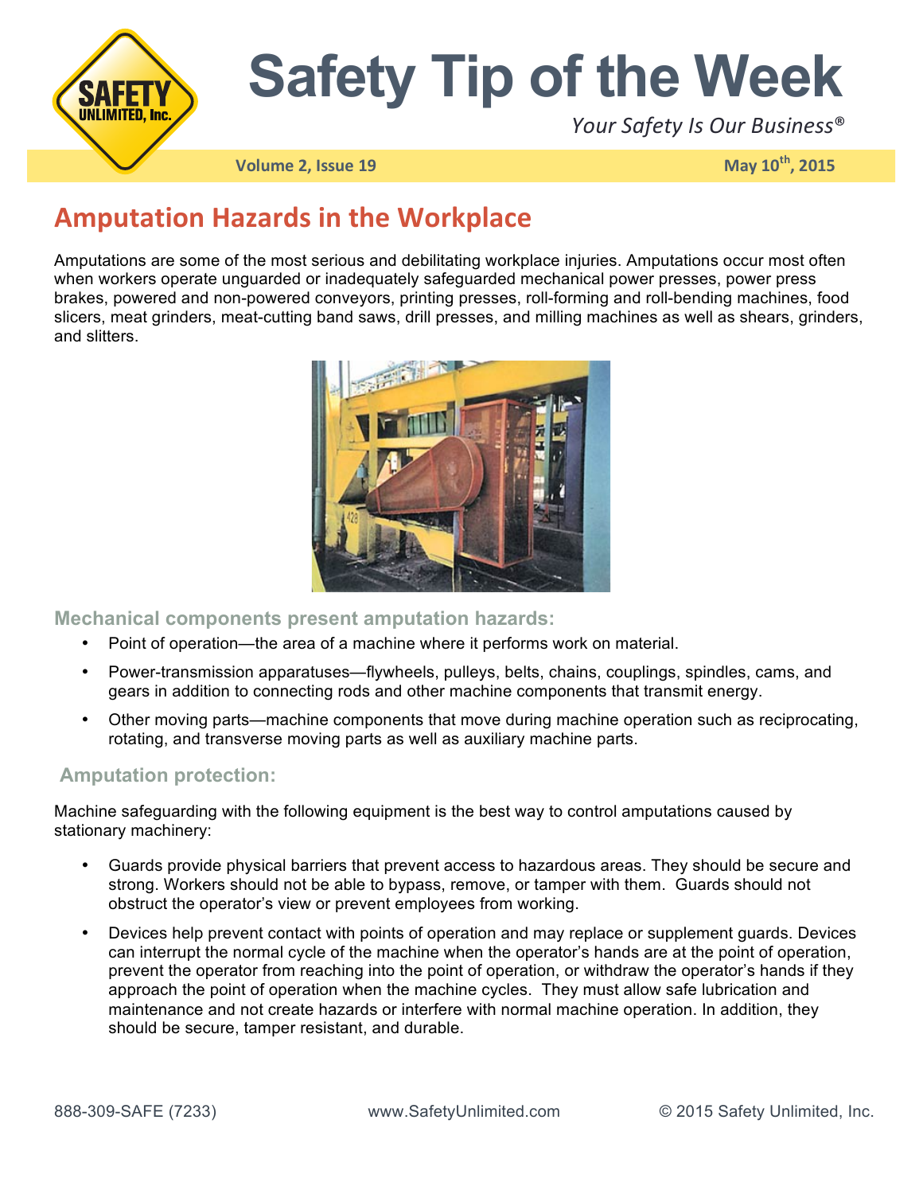# Safety Tip of the Week

*Your Safety Is Our Business®*

**Volume 2, Issue 19** **May 10th, 2015**

## Amputation Hazards in the Workplace

Amputations are some of the most serious and debilitating workplace injuries. Amputations occur most often when workers operate unguarded or inadequately safeguarded mechanical power presses, power press brakes, powered and non-powered conveyors, printing presses, roll-forming and roll-bending machines, food slicers, meat grinders, meat-cutting band saws, drill presses, and milling machines as well as shears, grinders, and slitters.

### Mechanical components present amputation hazards:

- Point of operation—the area of a machine where it performs work on material.
- Power-transmission apparatuses—flywheels, pulleys, belts, chains, couplings, spindles, cams, and gears in addition to connecting rods and other machine components that transmit energy.
- Other moving parts—machine components that move during machine operation such as reciprocating, rotating, and transverse moving parts as well as auxiliary machine parts.

### Amputation protection:

Machine safeguarding with the following equipment is the best way to control amputations caused by stationary machinery:

- Guards provide physical barriers that prevent access to hazardous areas. They should be secure and strong. Workers should not be able to bypass, remove, or tamper with them. Guards should not obstruct the operator's view or prevent employees from working.
- Devices help prevent contact with points of operation and may replace or supplement guards. Devices can interrupt the normal cycle of the machine when the operator's hands are at the point of operation, prevent the operator from reaching into the point of operation, or withdraw the operator's hands if they approach the point of operation when the machine cycles. They must allow safe lubrication and maintenance and not create hazards or interfere with normal machine operation. In addition, they should be secure, tamper resistant, and durable.

888-309-SAFE (7233) www.SafetyUnlimited.com © 2015 Safety Unlimited, Inc.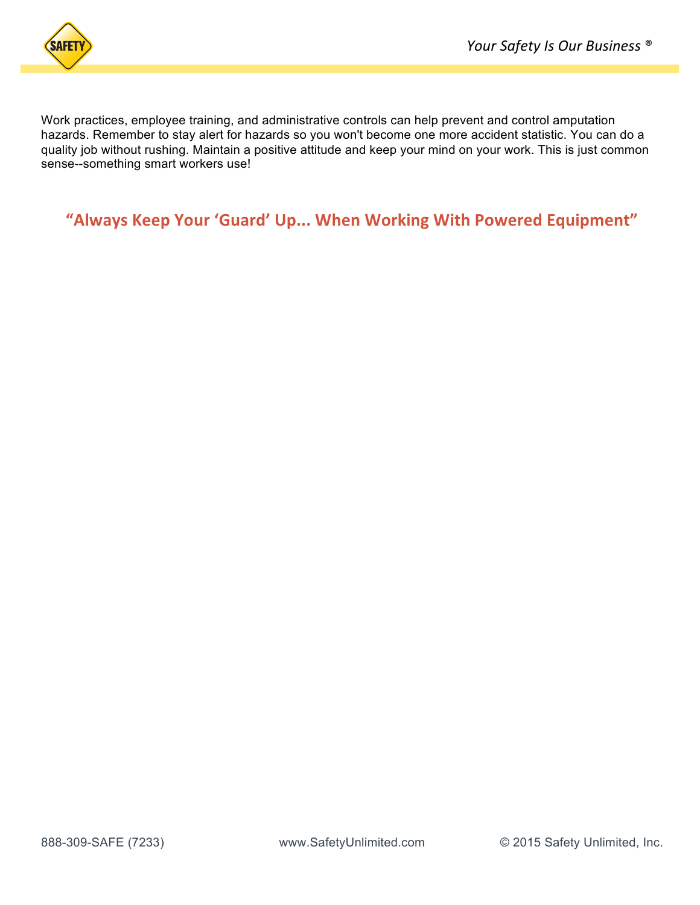Work practices, employee training, and administrative controls can help prevent and control amputation hazards. Remember to stay alert for hazards so you won't become one more accident statistic. You can do a quality job without rushing. Maintain a positive attitude and keep your mind on your work. This is just common sense--something smart workers use!

**"Always Keep Your 'Guard' Up... When Working With Powered Equipment"**